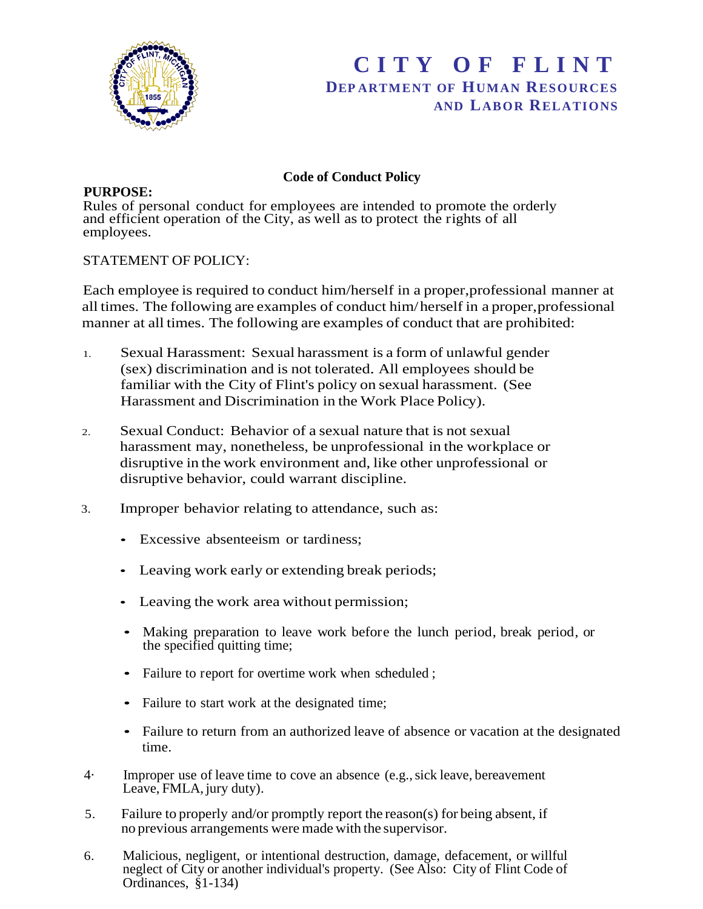# CITY OF FLINT

## DEPARTMENT OF HUMAN RESOURCES AND LABOR RELATIONS

### Code of Conduct Policy

**PURPOSE:**

Rules of personal conduct for employees are intended to promote the orderly and efficient operation of the City, as well as to protect the rights of all employees.

STATEMENT OF POLICY:

Each employee is required to conduct him/herself in a proper,professional manner at all times. The following are examples of conduct him/herself in a proper,professional manner at all times. The following are examples of conduct that are prohibited:

1. Sexual Harassment: Sexual harassment is a form of unlawful gender (sex) discrimination and is not tolerated. All employees should be familiar with the City of Flint's policy on sexual harassment. (See Harassment and Discrimination in the Work Place Policy).

2. Sexual Conduct: Behavior of a sexual nature that is not sexual harassment may, nonetheless, be unprofessional in the workplace or disruptive in the work environment and, like other unprofessional or disruptive behavior, could warrant discipline.

3. Improper behavior relating to attendance, such as:

   - Excessive absenteeism or tardiness;
   - Leaving work early or extending break periods;
   - Leaving the work area without permission;
   - Making preparation to leave work before the lunch period, break period, or the specified quitting time;
   - Failure to report for overtime work when scheduled ;
   - Failure to start work at the designated time;
   - Failure to return from an authorized leave of absence or vacation at the designated time.

4. Improper use of leave time to cove an absence (e.g., sick leave, bereavement Leave, FMLA, jury duty).

5. Failure to properly and/or promptly report the reason(s) for being absent, if no previous arrangements were made with the supervisor.

6. Malicious, negligent, or intentional destruction, damage, defacement, or willful neglect of City or another individual's property. (See Also: City of Flint Code of Ordinances, §1-134)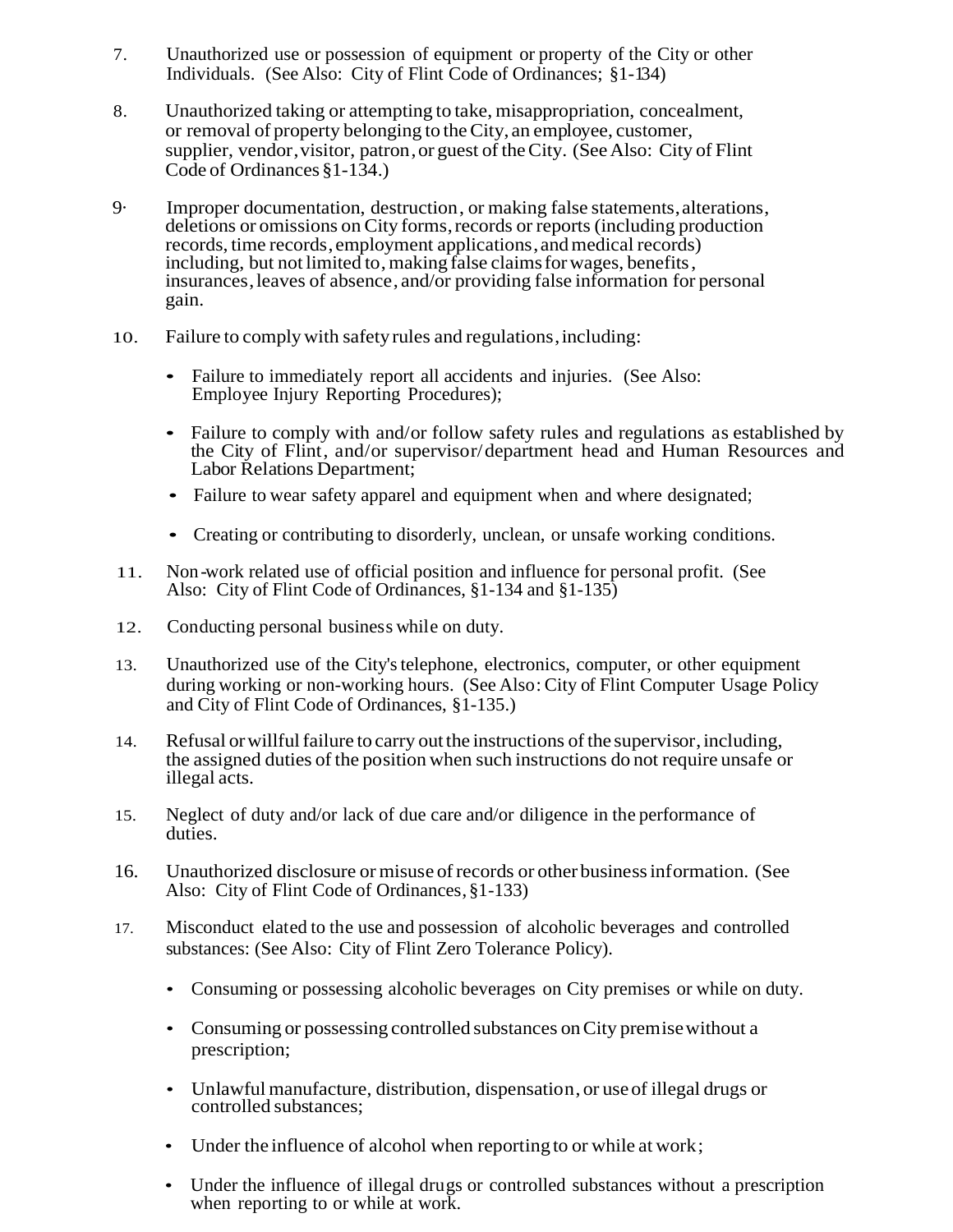7. Unauthorized use or possession of equipment or property of the City or other Individuals. (See Also: City of Flint Code of Ordinances; §1-134)

8. Unauthorized taking or attempting to take, misappropriation, concealment, or removal of property belonging to the City, an employee, customer, supplier, vendor, visitor, patron, or guest of the City. (See Also: City of Flint Code of Ordinances §1-134.)

9. Improper documentation, destruction, or making false statements, alterations, deletions or omissions on City forms, records or reports (including production records, time records, employment applications, and medical records) including, but not limited to, making false claims for wages, benefits, insurances, leaves of absence, and/or providing false information for personal gain.

10. Failure to comply with safety rules and regulations, including:

    - Failure to immediately report all accidents and injuries. (See Also: Employee Injury Reporting Procedures);
    - Failure to comply with and/or follow safety rules and regulations as established by the City of Flint, and/or supervisor/department head and Human Resources and Labor Relations Department;
    - Failure to wear safety apparel and equipment when and where designated;
    - Creating or contributing to disorderly, unclean, or unsafe working conditions.

11. Non-work related use of official position and influence for personal profit. (See Also: City of Flint Code of Ordinances, §1-134 and §1-135)

12. Conducting personal business while on duty.

13. Unauthorized use of the City's telephone, electronics, computer, or other equipment during working or non-working hours. (See Also: City of Flint Computer Usage Policy and City of Flint Code of Ordinances, §1-135.)

14. Refusal or willful failure to carry out the instructions of the supervisor, including, the assigned duties of the position when such instructions do not require unsafe or illegal acts.

15. Neglect of duty and/or lack of due care and/or diligence in the performance of duties.

16. Unauthorized disclosure or misuse of records or other business information. (See Also: City of Flint Code of Ordinances, §1-133)

17. Misconduct elated to the use and possession of alcoholic beverages and controlled substances: (See Also: City of Flint Zero Tolerance Policy).

    - Consuming or possessing alcoholic beverages on City premises or while on duty.
    - Consuming or possessing controlled substances on City premise without a prescription;
    - Unlawful manufacture, distribution, dispensation, or use of illegal drugs or controlled substances;
    - Under the influence of alcohol when reporting to or while at work;
    - Under the influence of illegal drugs or controlled substances without a prescription when reporting to or while at work.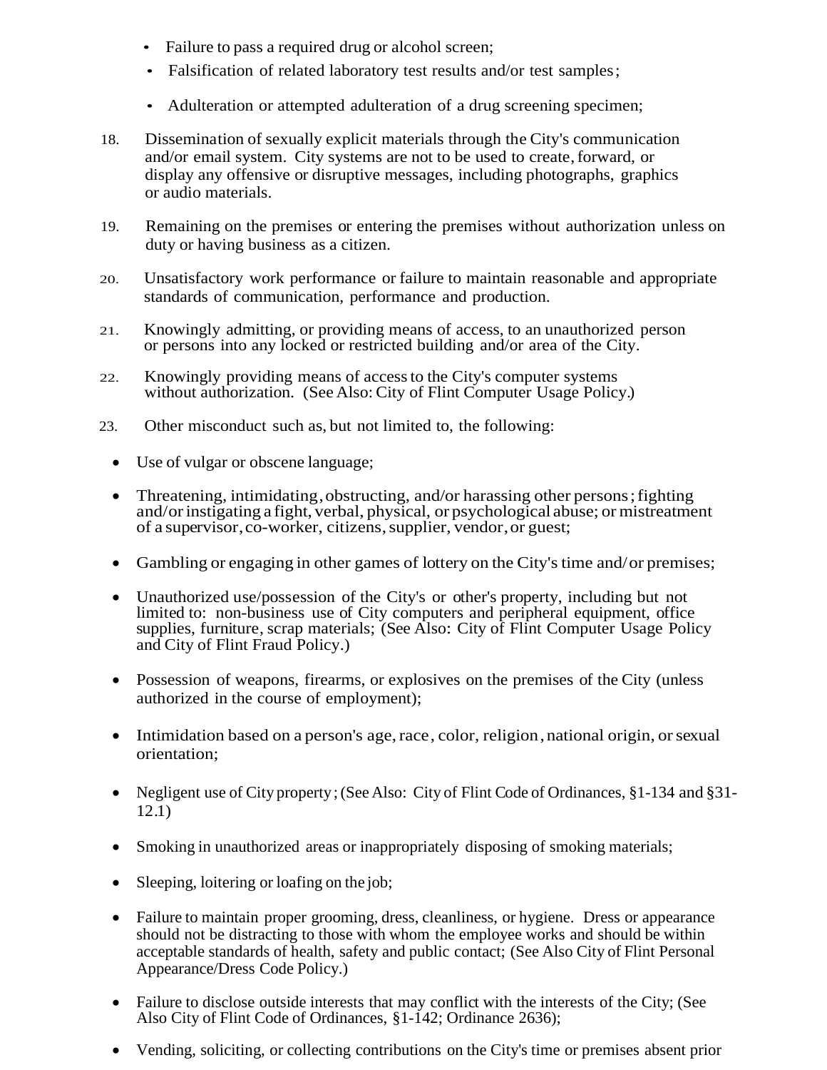- Failure to pass a required drug or alcohol screen;
- Falsification of related laboratory test results and/or test samples;
- Adulteration or attempted adulteration of a drug screening specimen;

18. Dissemination of sexually explicit materials through the City's communication and/or email system. City systems are not to be used to create, forward, or display any offensive or disruptive messages, including photographs, graphics or audio materials.

19. Remaining on the premises or entering the premises without authorization unless on duty or having business as a citizen.

20. Unsatisfactory work performance or failure to maintain reasonable and appropriate standards of communication, performance and production.

21. Knowingly admitting, or providing means of access, to an unauthorized person or persons into any locked or restricted building and/or area of the City.

22. Knowingly providing means of access to the City's computer systems without authorization. (See Also: City of Flint Computer Usage Policy.)

23. Other misconduct such as, but not limited to, the following:

- Use of vulgar or obscene language;
- Threatening, intimidating, obstructing, and/or harassing other persons; fighting and/or instigating a fight, verbal, physical, or psychological abuse; or mistreatment of a supervisor, co-worker, citizens, supplier, vendor, or guest;
- Gambling or engaging in other games of lottery on the City's time and/or premises;
- Unauthorized use/possession of the City's or other's property, including but not limited to: non-business use of City computers and peripheral equipment, office supplies, furniture, scrap materials; (See Also: City of Flint Computer Usage Policy and City of Flint Fraud Policy.)
- Possession of weapons, firearms, or explosives on the premises of the City (unless authorized in the course of employment);
- Intimidation based on a person's age, race, color, religion, national origin, or sexual orientation;
- Negligent use of City property; (See Also: City of Flint Code of Ordinances, §1-134 and §31-12.1)
- Smoking in unauthorized areas or inappropriately disposing of smoking materials;
- Sleeping, loitering or loafing on the job;
- Failure to maintain proper grooming, dress, cleanliness, or hygiene. Dress or appearance should not be distracting to those with whom the employee works and should be within acceptable standards of health, safety and public contact; (See Also City of Flint Personal Appearance/Dress Code Policy.)
- Failure to disclose outside interests that may conflict with the interests of the City; (See Also City of Flint Code of Ordinances, §1-142; Ordinance 2636);
- Vending, soliciting, or collecting contributions on the City's time or premises absent prior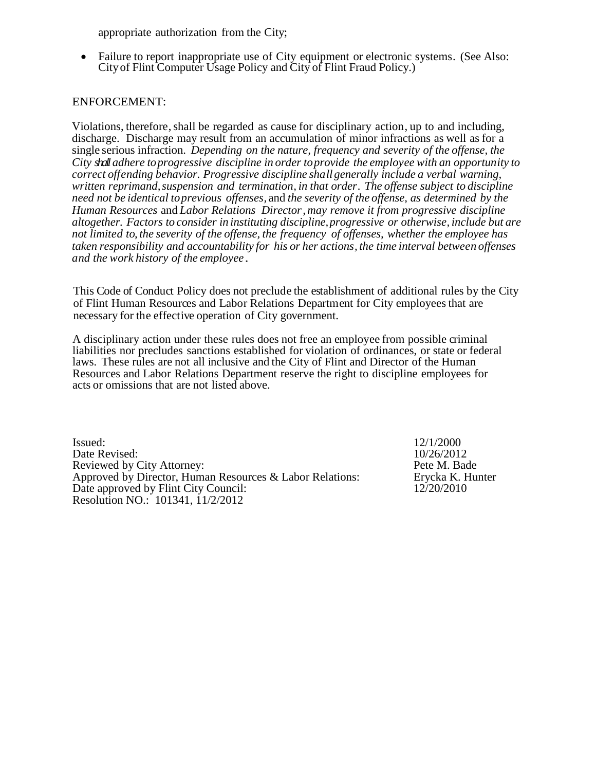appropriate authorization from the City;

- Failure to report inappropriate use of City equipment or electronic systems. (See Also: City of Flint Computer Usage Policy and City of Flint Fraud Policy.)

ENFORCEMENT:

Violations, therefore, shall be regarded as cause for disciplinary action, up to and including, discharge. Discharge may result from an accumulation of minor infractions as well as for a single serious infraction. *Depending on the nature, frequency and severity of the offense, the City shall adhere to progressive discipline in order to provide the employee with an opportunity to correct offending behavior. Progressive discipline shall generally include a verbal warning, written reprimand, suspension and termination, in that order. The offense subject to discipline need not be identical to previous offenses*, and *the severity of the offense, as determined by the Human Resources* and *Labor Relations Director, may remove it from progressive discipline altogether. Factors to consider in instituting discipline, progressive or otherwise, include but are not limited to, the severity of the offense, the frequency of offenses, whether the employee has taken responsibility and accountability for his or her actions, the time interval between offenses and the work history of the employee*.

This Code of Conduct Policy does not preclude the establishment of additional rules by the City of Flint Human Resources and Labor Relations Department for City employees that are necessary for the effective operation of City government.

A disciplinary action under these rules does not free an employee from possible criminal liabilities nor precludes sanctions established for violation of ordinances, or state or federal laws. These rules are not all inclusive and the City of Flint and Director of the Human Resources and Labor Relations Department reserve the right to discipline employees for acts or omissions that are not listed above.

| | |
|---|---|
| Issued: | 12/1/2000 |
| Date Revised: | 10/26/2012 |
| Reviewed by City Attorney: | Pete M. Bade |
| Approved by Director, Human Resources & Labor Relations: | Erycka K. Hunter |
| Date approved by Flint City Council: | 12/20/2010 |
| Resolution NO.: 101341, 11/2/2012 | |